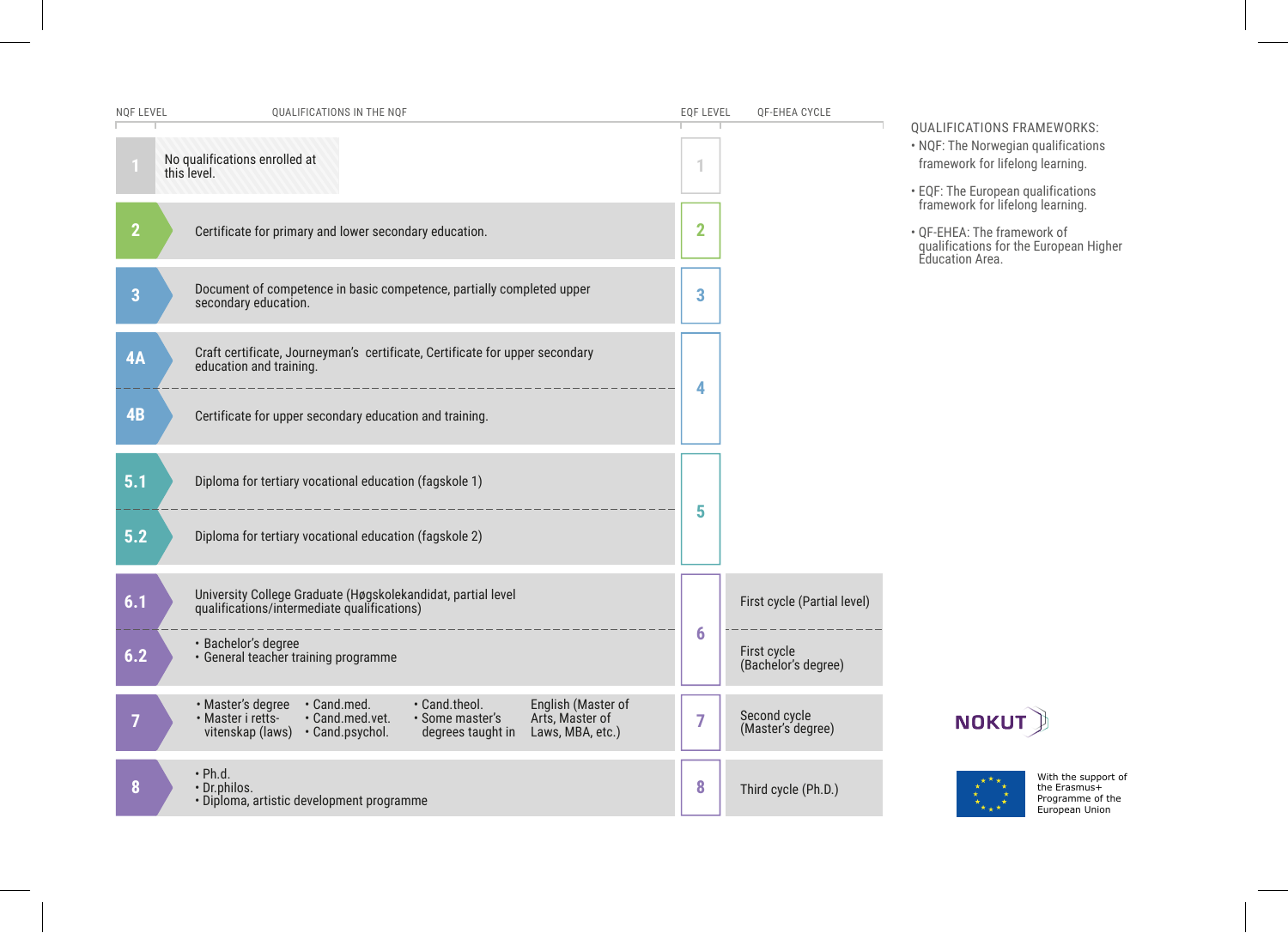| NQF LEVEL | QUALIFICATIONS IN THE NQF | EQF LEVEL | QF-EHEA CYCLE |
|---|---|---|---|
| 1 | No qualifications enrolled at this level. | 1 | |
| 2 | Certificate for primary and lower secondary education. | 2 | |
| 3 | Document of competence in basic competence, partially completed upper secondary education. | 3 | |
| 4A | Craft certificate, Journeyman's certificate, Certificate for upper secondary education and training. | 4 | |
| 4B | Certificate for upper secondary education and training. | | |
| 5.1 | Diploma for tertiary vocational education (fagskole 1) | 5 | |
| 5.2 | Diploma for tertiary vocational education (fagskole 2) | | |
| 6.1 | University College Graduate (Høgskolekandidat, partial level qualifications/intermediate qualifications) | 6 | First cycle (Partial level) |
| 6.2 | • Bachelor's degree<br>• General teacher training programme | | First cycle (Bachelor's degree) |
| 7 | • Master's degree<br>• Master i retts-vitenskap (laws)<br>• Cand.med.<br>• Cand.med.vet.<br>• Cand.psychol.<br>• Cand.theol.<br>• Some master's degrees taught in English (Master of Arts, Master of Laws, MBA, etc.) | 7 | Second cycle (Master's degree) |
| 8 | • Ph.d.<br>• Dr.philos.<br>• Diploma, artistic development programme | 8 | Third cycle (Ph.D.) |

QUALIFICATIONS FRAMEWORKS:

- NQF: The Norwegian qualifications framework for lifelong learning.
- EQF: The European qualifications framework for lifelong learning.
- QF-EHEA: The framework of qualifications for the European Higher Education Area.

NOKUT

With the support of the Erasmus+ Programme of the European Union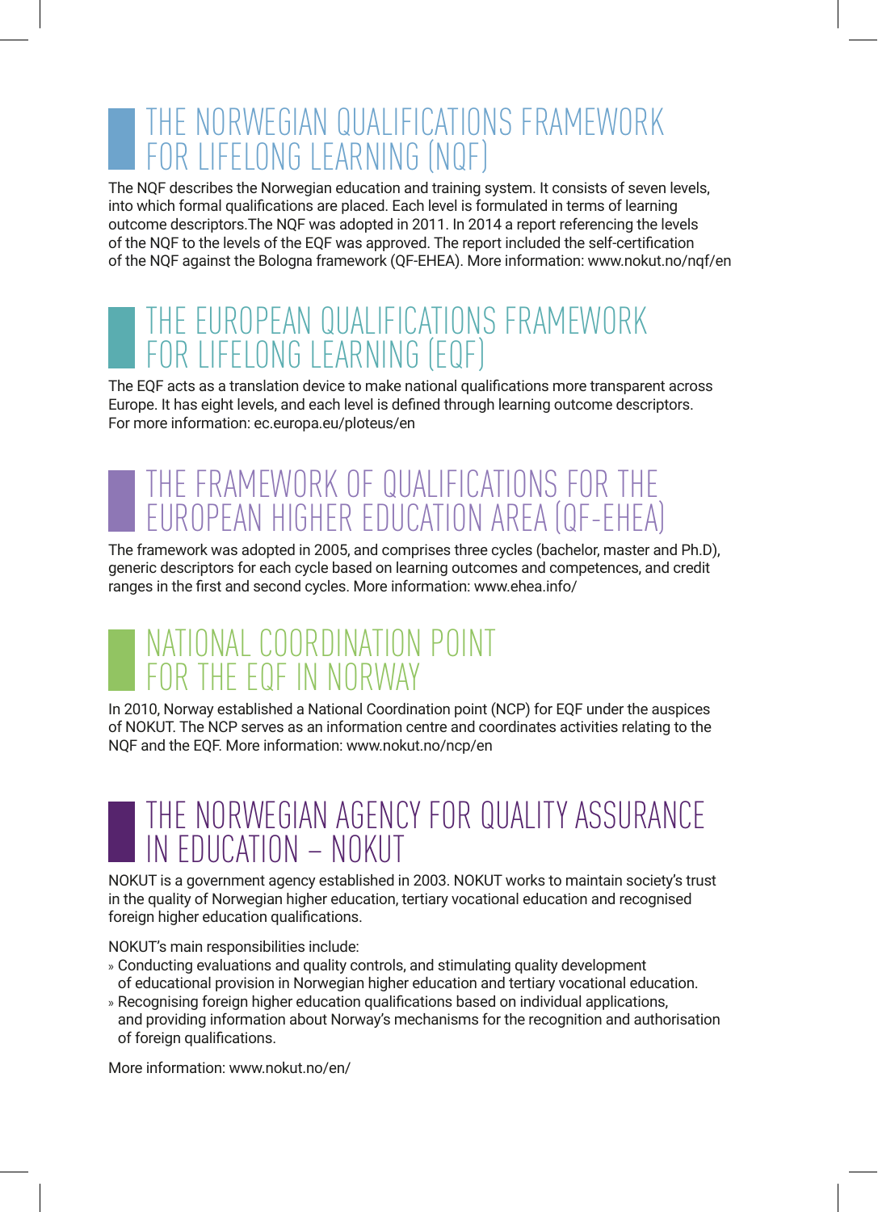## THE NORWEGIAN QUALIFICATIONS FRAMEWORK FOR LIFELONG LEARNING (NQF)

The NQF describes the Norwegian education and training system. It consists of seven levels, into which formal qualifications are placed. Each level is formulated in terms of learning outcome descriptors.The NQF was adopted in 2011. In 2014 a report referencing the levels of the NQF to the levels of the EQF was approved. The report included the self-certification of the NQF against the Bologna framework (QF-EHEA). More information: www.nokut.no/nqf/en

## THE EUROPEAN QUALIFICATIONS FRAMEWORK FOR LIFELONG LEARNING (EQF)

The EQF acts as a translation device to make national qualifications more transparent across Europe. It has eight levels, and each level is defined through learning outcome descriptors. For more information: ec.europa.eu/ploteus/en

## THE FRAMEWORK OF QUALIFICATIONS FOR THE EUROPEAN HIGHER EDUCATION AREA (QF-EHEA)

The framework was adopted in 2005, and comprises three cycles (bachelor, master and Ph.D), generic descriptors for each cycle based on learning outcomes and competences, and credit ranges in the first and second cycles. More information: www.ehea.info/

## NATIONAL COORDINATION POINT FOR THE EQF IN NORWAY

In 2010, Norway established a National Coordination point (NCP) for EQF under the auspices of NOKUT. The NCP serves as an information centre and coordinates activities relating to the NQF and the EQF. More information: www.nokut.no/ncp/en

## THE NORWEGIAN AGENCY FOR QUALITY ASSURANCE IN EDUCATION – NOKUT

NOKUT is a government agency established in 2003. NOKUT works to maintain society's trust in the quality of Norwegian higher education, tertiary vocational education and recognised foreign higher education qualifications.

NOKUT's main responsibilities include:

- Conducting evaluations and quality controls, and stimulating quality development of educational provision in Norwegian higher education and tertiary vocational education.
- Recognising foreign higher education qualifications based on individual applications, and providing information about Norway's mechanisms for the recognition and authorisation of foreign qualifications.

More information: www.nokut.no/en/